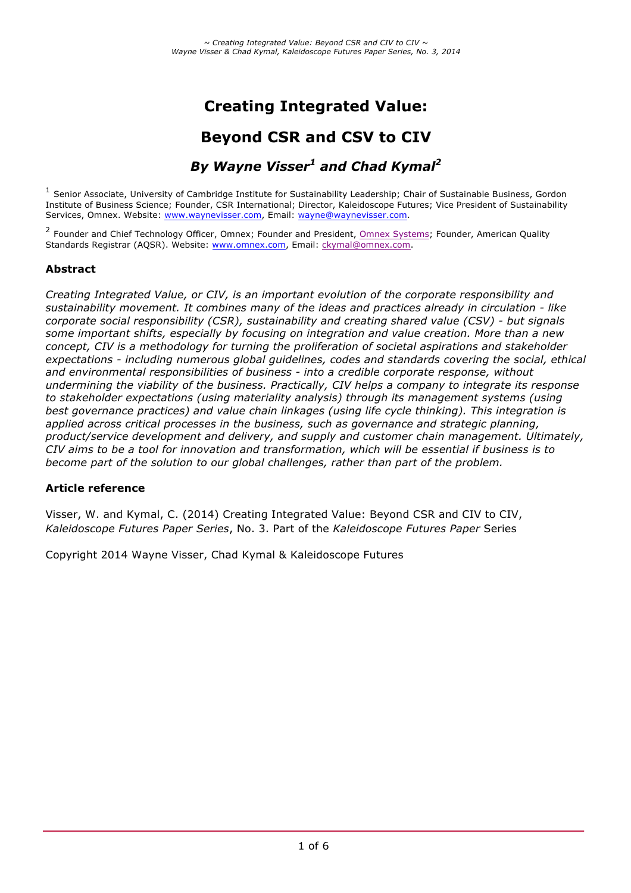# Creating Integrated Value:

# Beyond CSR and CSV to CIV

## *By Wayne Visser[1] and Chad Kymal[2]*

[1] Senior Associate, University of Cambridge Institute for Sustainability Leadership; Chair of Sustainable Business, Gordon Institute of Business Science; Founder, CSR International; Director, Kaleidoscope Futures; Vice President of Sustainability Services, Omnex. Website: www.waynevisser.com, Email: wayne@waynevisser.com.

[2] Founder and Chief Technology Officer, Omnex; Founder and President, Omnex Systems; Founder, American Quality Standards Registrar (AQSR). Website: www.omnex.com, Email: ckymal@omnex.com.

**Abstract**

*Creating Integrated Value, or CIV, is an important evolution of the corporate responsibility and sustainability movement. It combines many of the ideas and practices already in circulation - like corporate social responsibility (CSR), sustainability and creating shared value (CSV) - but signals some important shifts, especially by focusing on integration and value creation. More than a new concept, CIV is a methodology for turning the proliferation of societal aspirations and stakeholder expectations - including numerous global guidelines, codes and standards covering the social, ethical and environmental responsibilities of business - into a credible corporate response, without undermining the viability of the business. Practically, CIV helps a company to integrate its response to stakeholder expectations (using materiality analysis) through its management systems (using best governance practices) and value chain linkages (using life cycle thinking). This integration is applied across critical processes in the business, such as governance and strategic planning, product/service development and delivery, and supply and customer chain management. Ultimately, CIV aims to be a tool for innovation and transformation, which will be essential if business is to become part of the solution to our global challenges, rather than part of the problem.*

**Article reference**

Visser, W. and Kymal, C. (2014) Creating Integrated Value: Beyond CSR and CIV to CIV, *Kaleidoscope Futures Paper Series*, No. 3. Part of the *Kaleidoscope Futures Paper* Series

Copyright 2014 Wayne Visser, Chad Kymal & Kaleidoscope Futures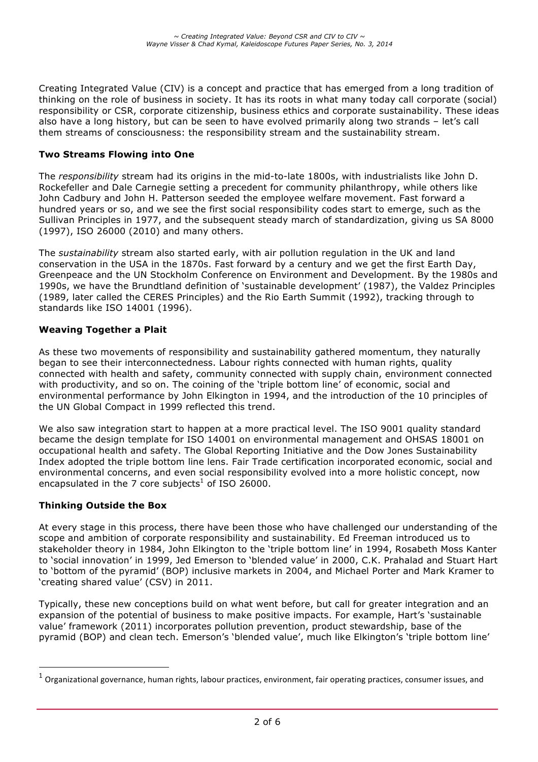Creating Integrated Value (CIV) is a concept and practice that has emerged from a long tradition of thinking on the role of business in society. It has its roots in what many today call corporate (social) responsibility or CSR, corporate citizenship, business ethics and corporate sustainability. These ideas also have a long history, but can be seen to have evolved primarily along two strands – let's call them streams of consciousness: the responsibility stream and the sustainability stream.

### Two Streams Flowing into One

The *responsibility* stream had its origins in the mid-to-late 1800s, with industrialists like John D. Rockefeller and Dale Carnegie setting a precedent for community philanthropy, while others like John Cadbury and John H. Patterson seeded the employee welfare movement. Fast forward a hundred years or so, and we see the first social responsibility codes start to emerge, such as the Sullivan Principles in 1977, and the subsequent steady march of standardization, giving us SA 8000 (1997), ISO 26000 (2010) and many others.

The *sustainability* stream also started early, with air pollution regulation in the UK and land conservation in the USA in the 1870s. Fast forward by a century and we get the first Earth Day, Greenpeace and the UN Stockholm Conference on Environment and Development. By the 1980s and 1990s, we have the Brundtland definition of 'sustainable development' (1987), the Valdez Principles (1989, later called the CERES Principles) and the Rio Earth Summit (1992), tracking through to standards like ISO 14001 (1996).

### Weaving Together a Plait

As these two movements of responsibility and sustainability gathered momentum, they naturally began to see their interconnectedness. Labour rights connected with human rights, quality connected with health and safety, community connected with supply chain, environment connected with productivity, and so on. The coining of the 'triple bottom line' of economic, social and environmental performance by John Elkington in 1994, and the introduction of the 10 principles of the UN Global Compact in 1999 reflected this trend.

We also saw integration start to happen at a more practical level. The ISO 9001 quality standard became the design template for ISO 14001 on environmental management and OHSAS 18001 on occupational health and safety. The Global Reporting Initiative and the Dow Jones Sustainability Index adopted the triple bottom line lens. Fair Trade certification incorporated economic, social and environmental concerns, and even social responsibility evolved into a more holistic concept, now encapsulated in the 7 core subjects[1] of ISO 26000.

### Thinking Outside the Box

At every stage in this process, there have been those who have challenged our understanding of the scope and ambition of corporate responsibility and sustainability. Ed Freeman introduced us to stakeholder theory in 1984, John Elkington to the 'triple bottom line' in 1994, Rosabeth Moss Kanter to 'social innovation' in 1999, Jed Emerson to 'blended value' in 2000, C.K. Prahalad and Stuart Hart to 'bottom of the pyramid' (BOP) inclusive markets in 2004, and Michael Porter and Mark Kramer to 'creating shared value' (CSV) in 2011.

Typically, these new conceptions build on what went before, but call for greater integration and an expansion of the potential of business to make positive impacts. For example, Hart's 'sustainable value' framework (2011) incorporates pollution prevention, product stewardship, base of the pyramid (BOP) and clean tech. Emerson's 'blended value', much like Elkington's 'triple bottom line'

---

[1] Organizational governance, human rights, labour practices, environment, fair operating practices, consumer issues, and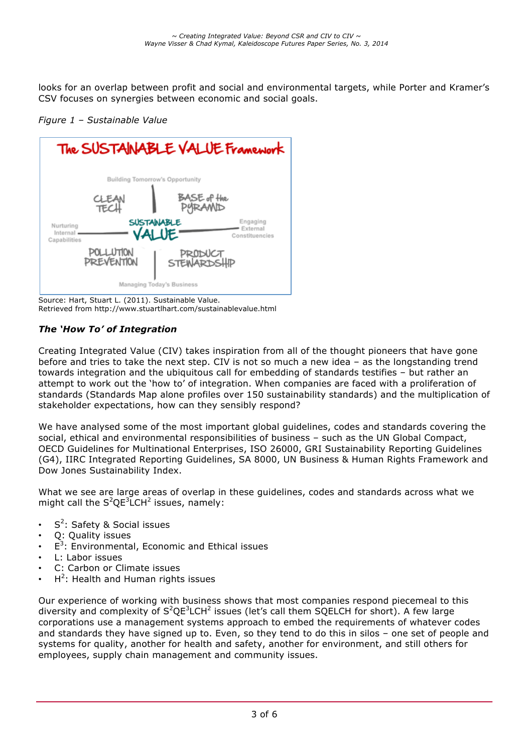looks for an overlap between profit and social and environmental targets, while Porter and Kramer's CSV focuses on synergies between economic and social goals.

*Figure 1 – Sustainable Value*

Source: Hart, Stuart L. (2011). Sustainable Value.
Retrieved from http://www.stuartlhart.com/sustainablevalue.html

### *The 'How To' of Integration*

Creating Integrated Value (CIV) takes inspiration from all of the thought pioneers that have gone before and tries to take the next step. CIV is not so much a new idea – as the longstanding trend towards integration and the ubiquitous call for embedding of standards testifies – but rather an attempt to work out the 'how to' of integration. When companies are faced with a proliferation of standards (Standards Map alone profiles over 150 sustainability standards) and the multiplication of stakeholder expectations, how can they sensibly respond?

We have analysed some of the most important global guidelines, codes and standards covering the social, ethical and environmental responsibilities of business – such as the UN Global Compact, OECD Guidelines for Multinational Enterprises, ISO 26000, GRI Sustainability Reporting Guidelines (G4), IIRC Integrated Reporting Guidelines, SA 8000, UN Business & Human Rights Framework and Dow Jones Sustainability Index.

What we see are large areas of overlap in these guidelines, codes and standards across what we might call the $S^2QE^3LCH^2$ issues, namely:

- $S^2$: Safety & Social issues
- Q: Quality issues
- $E^3$: Environmental, Economic and Ethical issues
- L: Labor issues
- C: Carbon or Climate issues
- $H^2$: Health and Human rights issues

Our experience of working with business shows that most companies respond piecemeal to this diversity and complexity of $S^2QE^3LCH^2$ issues (let's call them SQELCH for short). A few large corporations use a management systems approach to embed the requirements of whatever codes and standards they have signed up to. Even, so they tend to do this in silos – one set of people and systems for quality, another for health and safety, another for environment, and still others for employees, supply chain management and community issues.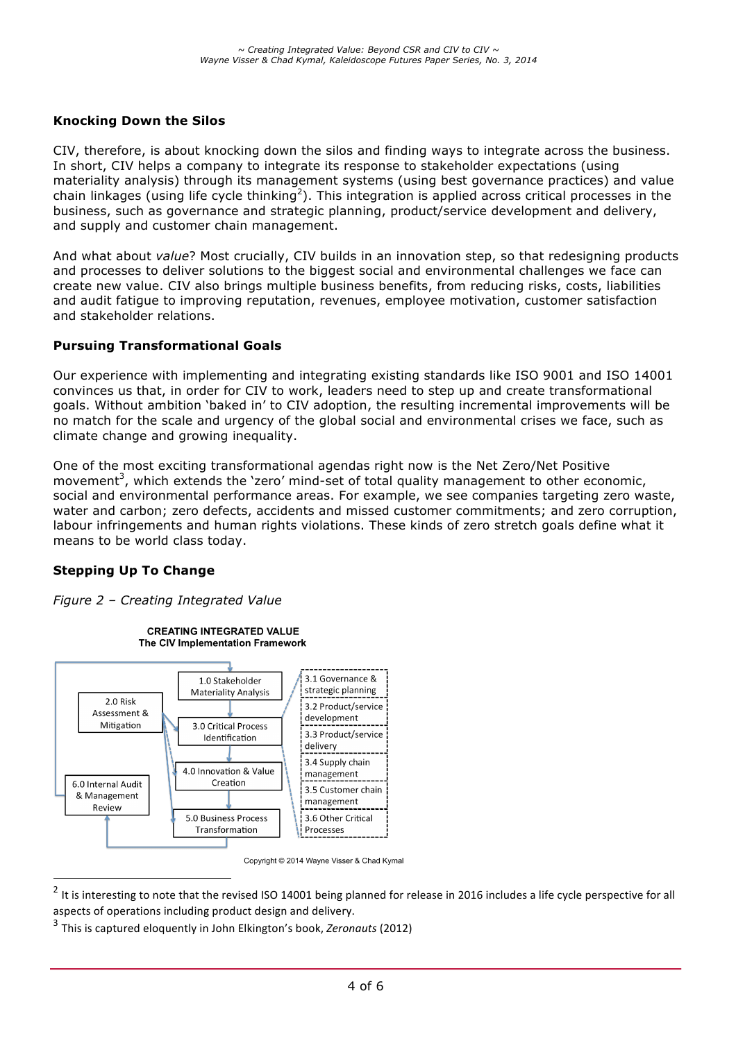### Knocking Down the Silos

CIV, therefore, is about knocking down the silos and finding ways to integrate across the business. In short, CIV helps a company to integrate its response to stakeholder expectations (using materiality analysis) through its management systems (using best governance practices) and value chain linkages (using life cycle thinking[2]). This integration is applied across critical processes in the business, such as governance and strategic planning, product/service development and delivery, and supply and customer chain management.

And what about *value*? Most crucially, CIV builds in an innovation step, so that redesigning products and processes to deliver solutions to the biggest social and environmental challenges we face can create new value. CIV also brings multiple business benefits, from reducing risks, costs, liabilities and audit fatigue to improving reputation, revenues, employee motivation, customer satisfaction and stakeholder relations.

### Pursuing Transformational Goals

Our experience with implementing and integrating existing standards like ISO 9001 and ISO 14001 convinces us that, in order for CIV to work, leaders need to step up and create transformational goals. Without ambition 'baked in' to CIV adoption, the resulting incremental improvements will be no match for the scale and urgency of the global social and environmental crises we face, such as climate change and growing inequality.

One of the most exciting transformational agendas right now is the Net Zero/Net Positive movement[3], which extends the 'zero' mind-set of total quality management to other economic, social and environmental performance areas. For example, we see companies targeting zero waste, water and carbon; zero defects, accidents and missed customer commitments; and zero corruption, labour infringements and human rights violations. These kinds of zero stretch goals define what it means to be world class today.

### Stepping Up To Change

*Figure 2 – Creating Integrated Value*

CREATING INTEGRATED VALUE
The CIV Implementation Framework

1.0 Stakeholder Materiality Analysis
2.0 Risk Assessment & Mitigation
3.0 Critical Process Identification
4.0 Innovation & Value Creation
5.0 Business Process Transformation
6.0 Internal Audit & Management Review

3.1 Governance & strategic planning
3.2 Product/service development
3.3 Product/service delivery
3.4 Supply chain management
3.5 Customer chain management
3.6 Other Critical Processes

Copyright © 2014 Wayne Visser & Chad Kymal

---

[2] It is interesting to note that the revised ISO 14001 being planned for release in 2016 includes a life cycle perspective for all aspects of operations including product design and delivery.

[3] This is captured eloquently in John Elkington's book, *Zeronauts* (2012)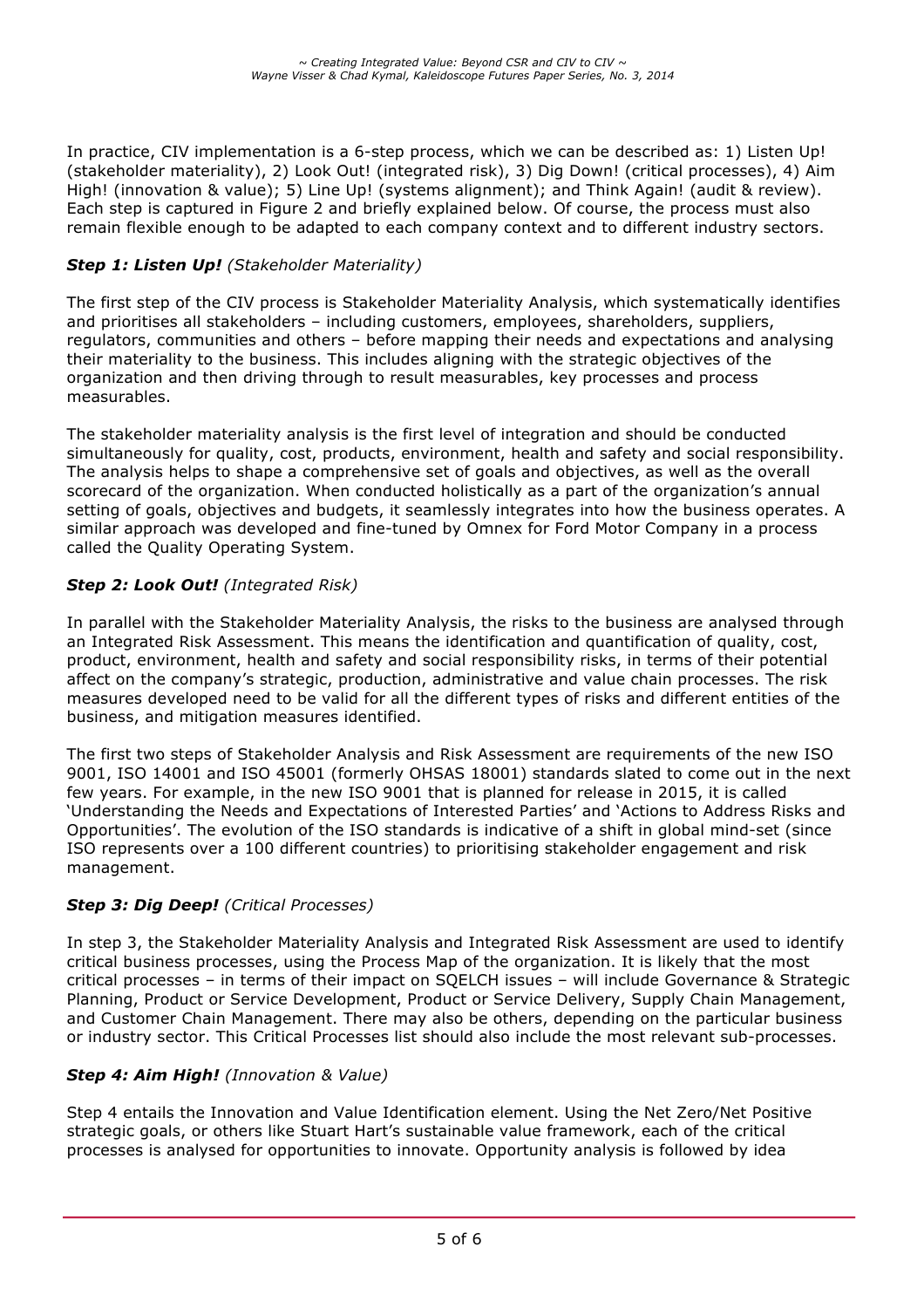In practice, CIV implementation is a 6-step process, which we can be described as: 1) Listen Up! (stakeholder materiality), 2) Look Out! (integrated risk), 3) Dig Down! (critical processes), 4) Aim High! (innovation & value); 5) Line Up! (systems alignment); and Think Again! (audit & review). Each step is captured in Figure 2 and briefly explained below. Of course, the process must also remain flexible enough to be adapted to each company context and to different industry sectors.

### ***Step 1: Listen Up!*** *(Stakeholder Materiality)*

The first step of the CIV process is Stakeholder Materiality Analysis, which systematically identifies and prioritises all stakeholders – including customers, employees, shareholders, suppliers, regulators, communities and others – before mapping their needs and expectations and analysing their materiality to the business. This includes aligning with the strategic objectives of the organization and then driving through to result measurables, key processes and process measurables.

The stakeholder materiality analysis is the first level of integration and should be conducted simultaneously for quality, cost, products, environment, health and safety and social responsibility. The analysis helps to shape a comprehensive set of goals and objectives, as well as the overall scorecard of the organization. When conducted holistically as a part of the organization's annual setting of goals, objectives and budgets, it seamlessly integrates into how the business operates. A similar approach was developed and fine-tuned by Omnex for Ford Motor Company in a process called the Quality Operating System.

### ***Step 2: Look Out!*** *(Integrated Risk)*

In parallel with the Stakeholder Materiality Analysis, the risks to the business are analysed through an Integrated Risk Assessment. This means the identification and quantification of quality, cost, product, environment, health and safety and social responsibility risks, in terms of their potential affect on the company's strategic, production, administrative and value chain processes. The risk measures developed need to be valid for all the different types of risks and different entities of the business, and mitigation measures identified.

The first two steps of Stakeholder Analysis and Risk Assessment are requirements of the new ISO 9001, ISO 14001 and ISO 45001 (formerly OHSAS 18001) standards slated to come out in the next few years. For example, in the new ISO 9001 that is planned for release in 2015, it is called 'Understanding the Needs and Expectations of Interested Parties' and 'Actions to Address Risks and Opportunities'. The evolution of the ISO standards is indicative of a shift in global mind-set (since ISO represents over a 100 different countries) to prioritising stakeholder engagement and risk management.

### ***Step 3: Dig Deep!*** *(Critical Processes)*

In step 3, the Stakeholder Materiality Analysis and Integrated Risk Assessment are used to identify critical business processes, using the Process Map of the organization. It is likely that the most critical processes – in terms of their impact on SQELCH issues – will include Governance & Strategic Planning, Product or Service Development, Product or Service Delivery, Supply Chain Management, and Customer Chain Management. There may also be others, depending on the particular business or industry sector. This Critical Processes list should also include the most relevant sub-processes.

### ***Step 4: Aim High!*** *(Innovation & Value)*

Step 4 entails the Innovation and Value Identification element. Using the Net Zero/Net Positive strategic goals, or others like Stuart Hart's sustainable value framework, each of the critical processes is analysed for opportunities to innovate. Opportunity analysis is followed by idea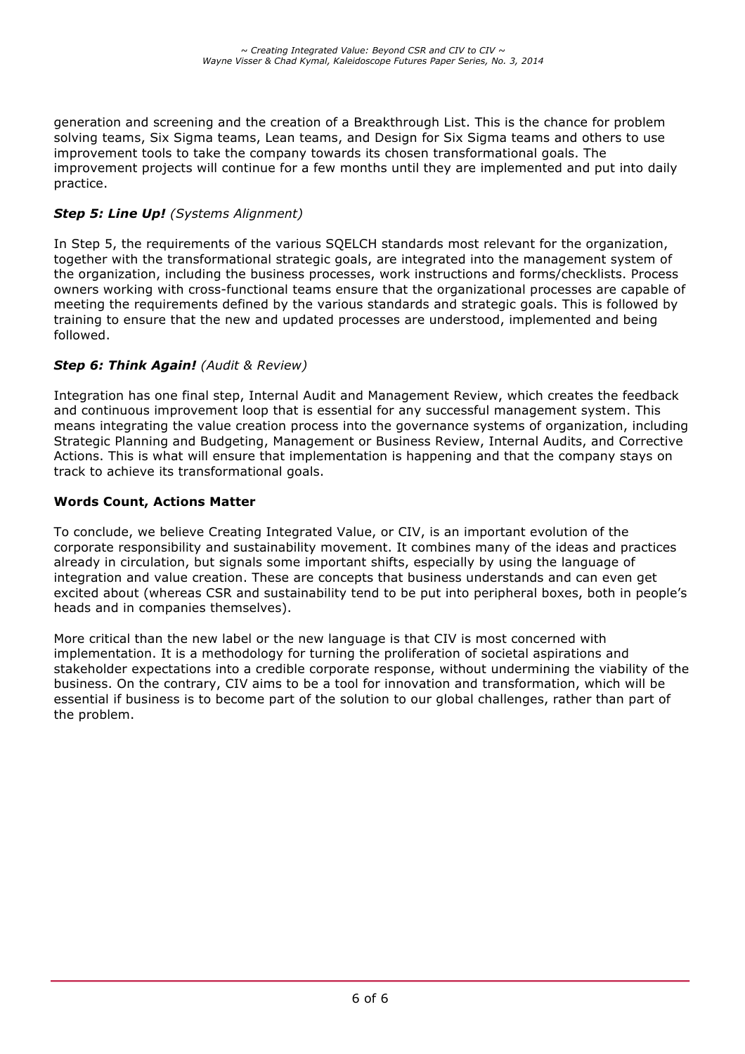generation and screening and the creation of a Breakthrough List. This is the chance for problem solving teams, Six Sigma teams, Lean teams, and Design for Six Sigma teams and others to use improvement tools to take the company towards its chosen transformational goals. The improvement projects will continue for a few months until they are implemented and put into daily practice.

### *Step 5: Line Up!* *(Systems Alignment)*

In Step 5, the requirements of the various SQELCH standards most relevant for the organization, together with the transformational strategic goals, are integrated into the management system of the organization, including the business processes, work instructions and forms/checklists. Process owners working with cross-functional teams ensure that the organizational processes are capable of meeting the requirements defined by the various standards and strategic goals. This is followed by training to ensure that the new and updated processes are understood, implemented and being followed.

### *Step 6: Think Again!* *(Audit & Review)*

Integration has one final step, Internal Audit and Management Review, which creates the feedback and continuous improvement loop that is essential for any successful management system. This means integrating the value creation process into the governance systems of organization, including Strategic Planning and Budgeting, Management or Business Review, Internal Audits, and Corrective Actions. This is what will ensure that implementation is happening and that the company stays on track to achieve its transformational goals.

## Words Count, Actions Matter

To conclude, we believe Creating Integrated Value, or CIV, is an important evolution of the corporate responsibility and sustainability movement. It combines many of the ideas and practices already in circulation, but signals some important shifts, especially by using the language of integration and value creation. These are concepts that business understands and can even get excited about (whereas CSR and sustainability tend to be put into peripheral boxes, both in people's heads and in companies themselves).

More critical than the new label or the new language is that CIV is most concerned with implementation. It is a methodology for turning the proliferation of societal aspirations and stakeholder expectations into a credible corporate response, without undermining the viability of the business. On the contrary, CIV aims to be a tool for innovation and transformation, which will be essential if business is to become part of the solution to our global challenges, rather than part of the problem.